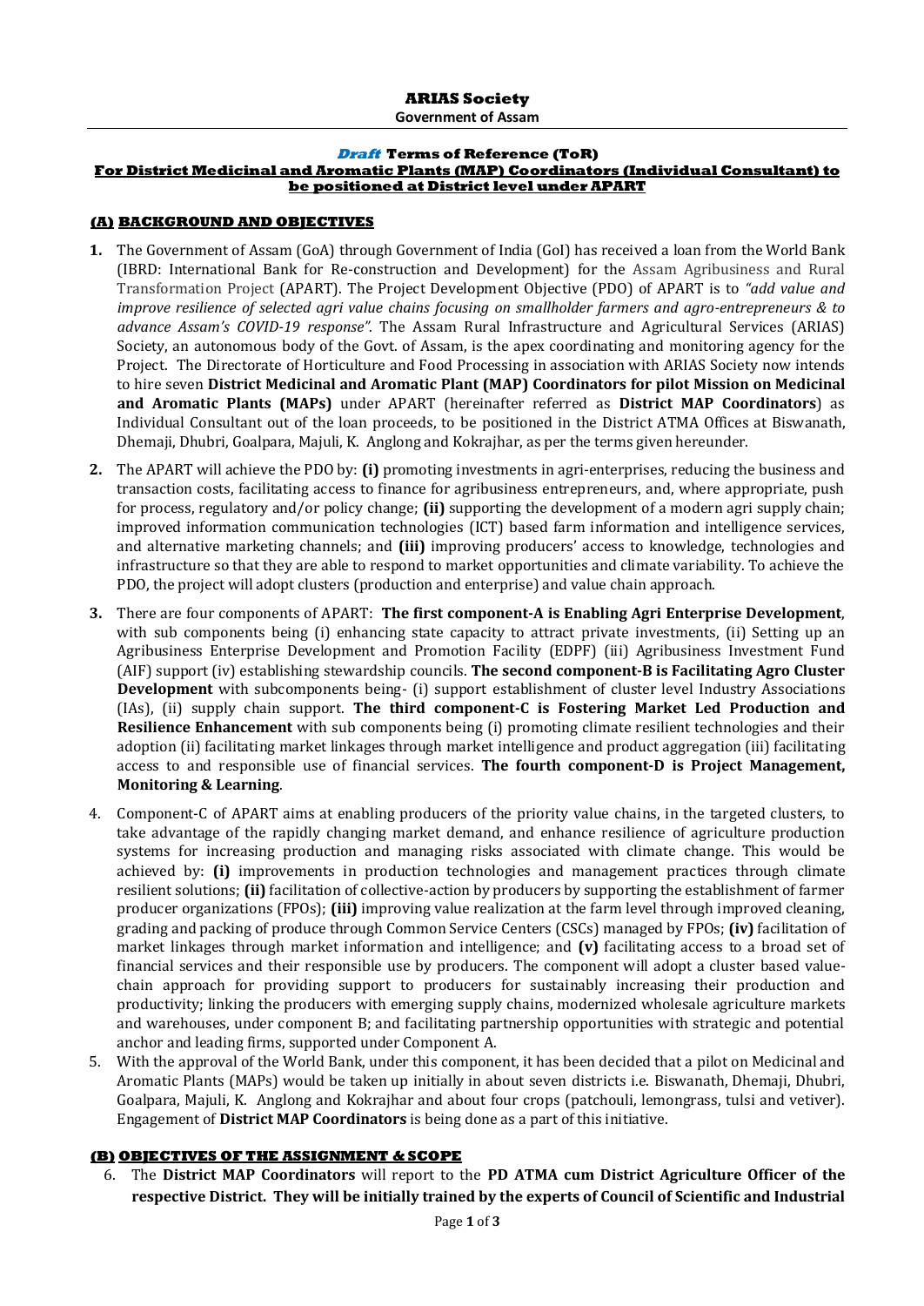**ARIAS Society**

**Government of Assam**

***Draft* Terms of Reference (ToR)**

**For District Medicinal and Aromatic Plants (MAP) Coordinators (Individual Consultant) to be positioned at District level under APART**

## (A) BACKGROUND AND OBJECTIVES

1. The Government of Assam (GoA) through Government of India (GoI) has received a loan from the World Bank (IBRD: International Bank for Re-construction and Development) for the Assam Agribusiness and Rural Transformation Project (APART). The Project Development Objective (PDO) of APART is to *"add value and improve resilience of selected agri value chains focusing on smallholder farmers and agro-entrepreneurs & to advance Assam's COVID-19 response"*. The Assam Rural Infrastructure and Agricultural Services (ARIAS) Society, an autonomous body of the Govt. of Assam, is the apex coordinating and monitoring agency for the Project. The Directorate of Horticulture and Food Processing in association with ARIAS Society now intends to hire seven **District Medicinal and Aromatic Plant (MAP) Coordinators for pilot Mission on Medicinal and Aromatic Plants (MAPs)** under APART (hereinafter referred as **District MAP Coordinators**) as Individual Consultant out of the loan proceeds, to be positioned in the District ATMA Offices at Biswanath, Dhemaji, Dhubri, Goalpara, Majuli, K. Anglong and Kokrajhar, as per the terms given hereunder.

2. The APART will achieve the PDO by: **(i)** promoting investments in agri-enterprises, reducing the business and transaction costs, facilitating access to finance for agribusiness entrepreneurs, and, where appropriate, push for process, regulatory and/or policy change; **(ii)** supporting the development of a modern agri supply chain; improved information communication technologies (ICT) based farm information and intelligence services, and alternative marketing channels; and **(iii)** improving producers' access to knowledge, technologies and infrastructure so that they are able to respond to market opportunities and climate variability. To achieve the PDO, the project will adopt clusters (production and enterprise) and value chain approach.

3. There are four components of APART: **The first component-A is Enabling Agri Enterprise Development**, with sub components being (i) enhancing state capacity to attract private investments, (ii) Setting up an Agribusiness Enterprise Development and Promotion Facility (EDPF) (iii) Agribusiness Investment Fund (AIF) support (iv) establishing stewardship councils. **The second component-B is Facilitating Agro Cluster Development** with subcomponents being- (i) support establishment of cluster level Industry Associations (IAs), (ii) supply chain support. **The third component-C is Fostering Market Led Production and Resilience Enhancement** with sub components being (i) promoting climate resilient technologies and their adoption (ii) facilitating market linkages through market intelligence and product aggregation (iii) facilitating access to and responsible use of financial services. **The fourth component-D is Project Management, Monitoring & Learning**.

4. Component-C of APART aims at enabling producers of the priority value chains, in the targeted clusters, to take advantage of the rapidly changing market demand, and enhance resilience of agriculture production systems for increasing production and managing risks associated with climate change. This would be achieved by: **(i)** improvements in production technologies and management practices through climate resilient solutions; **(ii)** facilitation of collective-action by producers by supporting the establishment of farmer producer organizations (FPOs); **(iii)** improving value realization at the farm level through improved cleaning, grading and packing of produce through Common Service Centers (CSCs) managed by FPOs; **(iv)** facilitation of market linkages through market information and intelligence; and **(v)** facilitating access to a broad set of financial services and their responsible use by producers. The component will adopt a cluster based value-chain approach for providing support to producers for sustainably increasing their production and productivity; linking the producers with emerging supply chains, modernized wholesale agriculture markets and warehouses, under component B; and facilitating partnership opportunities with strategic and potential anchor and leading firms, supported under Component A.

5. With the approval of the World Bank, under this component, it has been decided that a pilot on Medicinal and Aromatic Plants (MAPs) would be taken up initially in about seven districts i.e. Biswanath, Dhemaji, Dhubri, Goalpara, Majuli, K. Anglong and Kokrajhar and about four crops (patchouli, lemongrass, tulsi and vetiver). Engagement of **District MAP Coordinators** is being done as a part of this initiative.

## (B) OBJECTIVES OF THE ASSIGNMENT & SCOPE

6. The **District MAP Coordinators** will report to the **PD ATMA cum District Agriculture Officer of the respective District. They will be initially trained by the experts of Council of Scientific and Industrial**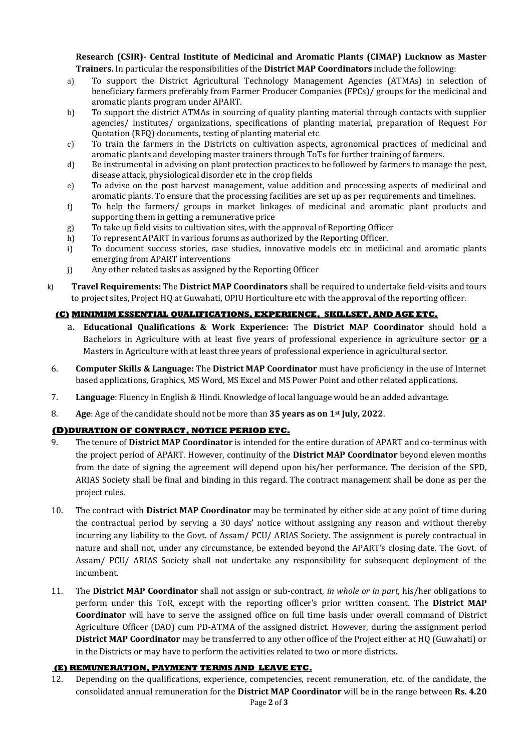**Research (CSIR)- Central Institute of Medicinal and Aromatic Plants (CIMAP) Lucknow as Master Trainers.** In particular the responsibilities of the **District MAP Coordinators** include the following:

a) To support the District Agricultural Technology Management Agencies (ATMAs) in selection of beneficiary farmers preferably from Farmer Producer Companies (FPCs)/ groups for the medicinal and aromatic plants program under APART.
b) To support the district ATMAs in sourcing of quality planting material through contacts with supplier agencies/ institutes/ organizations, specifications of planting material, preparation of Request For Quotation (RFQ) documents, testing of planting material etc
c) To train the farmers in the Districts on cultivation aspects, agronomical practices of medicinal and aromatic plants and developing master trainers through ToTs for further training of farmers.
d) Be instrumental in advising on plant protection practices to be followed by farmers to manage the pest, disease attack, physiological disorder etc in the crop fields
e) To advise on the post harvest management, value addition and processing aspects of medicinal and aromatic plants. To ensure that the processing facilities are set up as per requirements and timelines.
f) To help the farmers/ groups in market linkages of medicinal and aromatic plant products and supporting them in getting a remunerative price
g) To take up field visits to cultivation sites, with the approval of Reporting Officer
h) To represent APART in various forums as authorized by the Reporting Officer.
i) To document success stories, case studies, innovative models etc in medicinal and aromatic plants emerging from APART interventions
j) Any other related tasks as assigned by the Reporting Officer

k) **Travel Requirements:** The **District MAP Coordinators** shall be required to undertake field-visits and tours to project sites, Project HQ at Guwahati, OPIU Horticulture etc with the approval of the reporting officer.

## (C) MINIMIM ESSENTIAL QUALIFICATIONS, EXPERIENCE, SKILLSET, AND AGE ETC.

a. **Educational Qualifications & Work Experience:** The **District MAP Coordinator** should hold a Bachelors in Agriculture with at least five years of professional experience in agriculture sector **or** a Masters in Agriculture with at least three years of professional experience in agricultural sector.

6. **Computer Skills & Language:** The **District MAP Coordinator** must have proficiency in the use of Internet based applications, Graphics, MS Word, MS Excel and MS Power Point and other related applications.
7. **Language**: Fluency in English & Hindi. Knowledge of local language would be an added advantage.
8. **Age**: Age of the candidate should not be more than **35 years as on 1st July, 2022**.

## (D)DURATION OF CONTRACT, NOTICE PERIOD ETC.

9. The tenure of **District MAP Coordinator** is intended for the entire duration of APART and co-terminus with the project period of APART. However, continuity of the **District MAP Coordinator** beyond eleven months from the date of signing the agreement will depend upon his/her performance. The decision of the SPD, ARIAS Society shall be final and binding in this regard. The contract management shall be done as per the project rules.

10. The contract with **District MAP Coordinator** may be terminated by either side at any point of time during the contractual period by serving a 30 days' notice without assigning any reason and without thereby incurring any liability to the Govt. of Assam/ PCU/ ARIAS Society. The assignment is purely contractual in nature and shall not, under any circumstance, be extended beyond the APART's closing date. The Govt. of Assam/ PCU/ ARIAS Society shall not undertake any responsibility for subsequent deployment of the incumbent.

11. The **District MAP Coordinator** shall not assign or sub-contract, *in whole or in part,* his/her obligations to perform under this ToR, except with the reporting officer's prior written consent. The **District MAP Coordinator** will have to serve the assigned office on full time basis under overall command of District Agriculture Officer (DAO) cum PD-ATMA of the assigned district. However, during the assignment period **District MAP Coordinator** may be transferred to any other office of the Project either at HQ (Guwahati) or in the Districts or may have to perform the activities related to two or more districts.

## (E) REMUNERATION, PAYMENT TERMS AND LEAVE ETC.

12. Depending on the qualifications, experience, competencies, recent remuneration, etc. of the candidate, the consolidated annual remuneration for the **District MAP Coordinator** will be in the range between **Rs. 4.20**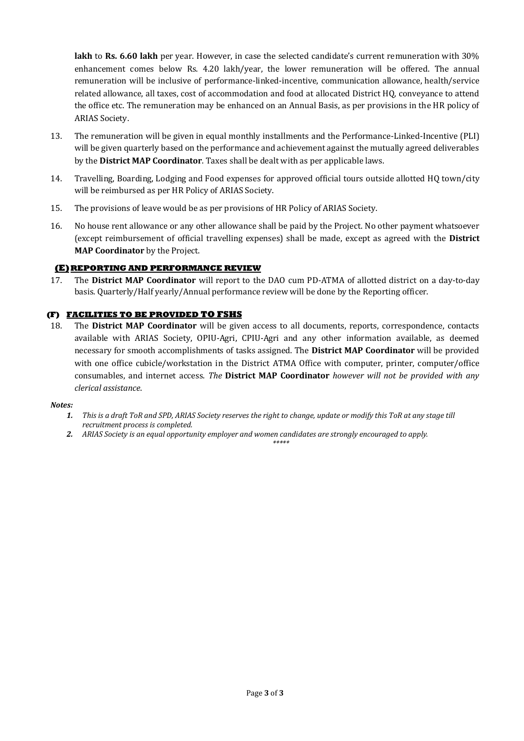**lakh** to **Rs. 6.60 lakh** per year. However, in case the selected candidate's current remuneration with 30% enhancement comes below Rs. 4.20 lakh/year, the lower remuneration will be offered. The annual remuneration will be inclusive of performance-linked-incentive, communication allowance, health/service related allowance, all taxes, cost of accommodation and food at allocated District HQ, conveyance to attend the office etc. The remuneration may be enhanced on an Annual Basis, as per provisions in the HR policy of ARIAS Society.

13. The remuneration will be given in equal monthly installments and the Performance-Linked-Incentive (PLI) will be given quarterly based on the performance and achievement against the mutually agreed deliverables by the **District MAP Coordinator**. Taxes shall be dealt with as per applicable laws.
14. Travelling, Boarding, Lodging and Food expenses for approved official tours outside allotted HQ town/city will be reimbursed as per HR Policy of ARIAS Society.
15. The provisions of leave would be as per provisions of HR Policy of ARIAS Society.
16. No house rent allowance or any other allowance shall be paid by the Project. No other payment whatsoever (except reimbursement of official travelling expenses) shall be made, except as agreed with the **District MAP Coordinator** by the Project.

## (E) REPORTING AND PERFORMANCE REVIEW

17. The **District MAP Coordinator** will report to the DAO cum PD-ATMA of allotted district on a day-to-day basis. Quarterly/Half yearly/Annual performance review will be done by the Reporting officer.

## (F) FACILITIES TO BE PROVIDED TO FSHS

18. The **District MAP Coordinator** will be given access to all documents, reports, correspondence, contacts available with ARIAS Society, OPIU-Agri, CPIU-Agri and any other information available, as deemed necessary for smooth accomplishments of tasks assigned. The **District MAP Coordinator** will be provided with one office cubicle/workstation in the District ATMA Office with computer, printer, computer/office consumables, and internet access. *The* **District MAP Coordinator** *however will not be provided with any clerical assistance*.

***Notes:***

1. *This is a draft ToR and SPD, ARIAS Society reserves the right to change, update or modify this ToR at any stage till recruitment process is completed.*
2. *ARIAS Society is an equal opportunity employer and women candidates are strongly encouraged to apply.*

*****